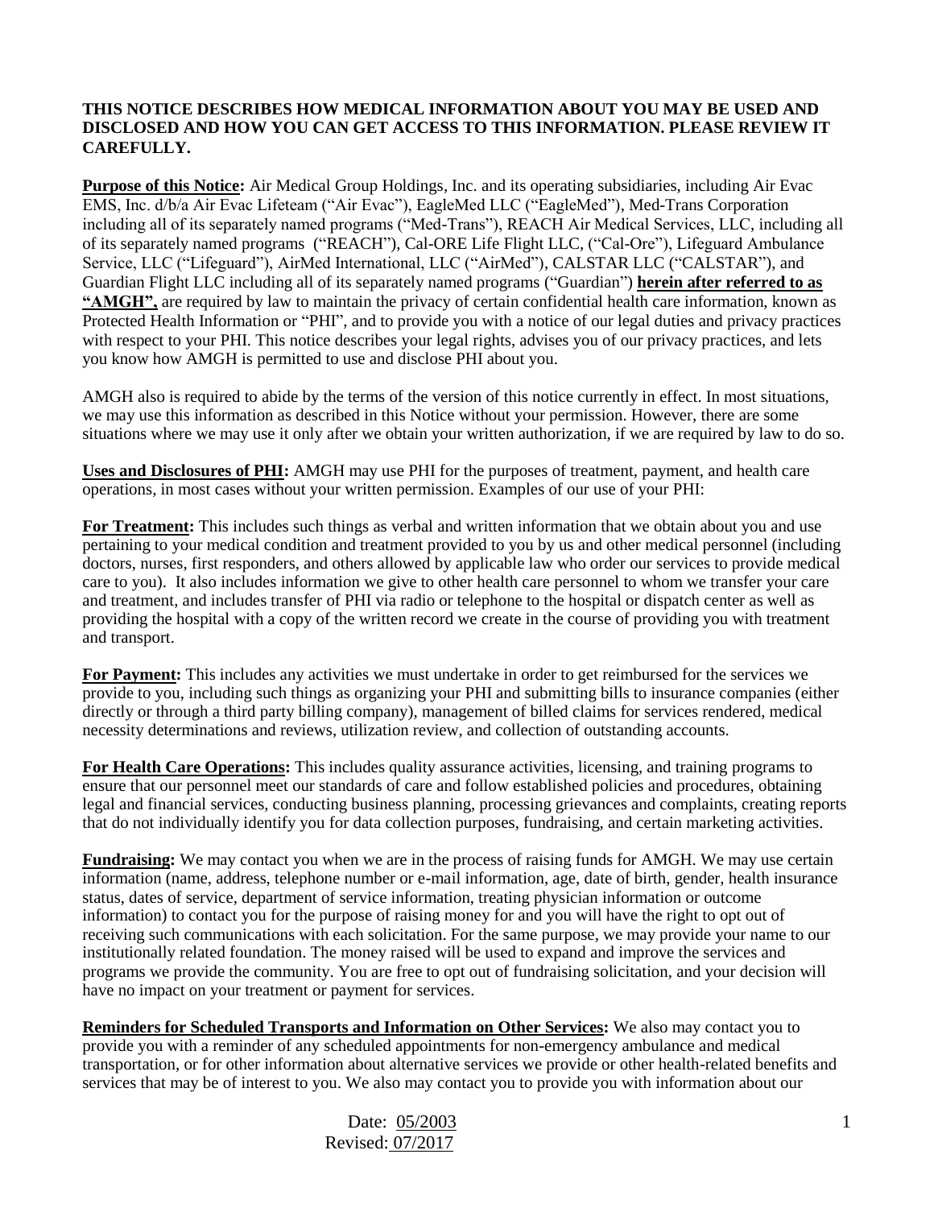**THIS NOTICE DESCRIBES HOW MEDICAL INFORMATION ABOUT YOU MAY BE USED AND DISCLOSED AND HOW YOU CAN GET ACCESS TO THIS INFORMATION. PLEASE REVIEW IT CAREFULLY.**

**Purpose of this Notice:** Air Medical Group Holdings, Inc. and its operating subsidiaries, including Air Evac EMS, Inc. d/b/a Air Evac Lifeteam ("Air Evac"), EagleMed LLC ("EagleMed"), Med-Trans Corporation including all of its separately named programs ("Med-Trans"), REACH Air Medical Services, LLC, including all of its separately named programs ("REACH"), Cal-ORE Life Flight LLC, ("Cal-Ore"), Lifeguard Ambulance Service, LLC ("Lifeguard"), AirMed International, LLC ("AirMed"), CALSTAR LLC ("CALSTAR"), and Guardian Flight LLC including all of its separately named programs ("Guardian") **herein after referred to as "AMGH",** are required by law to maintain the privacy of certain confidential health care information, known as Protected Health Information or "PHI", and to provide you with a notice of our legal duties and privacy practices with respect to your PHI. This notice describes your legal rights, advises you of our privacy practices, and lets you know how AMGH is permitted to use and disclose PHI about you.

AMGH also is required to abide by the terms of the version of this notice currently in effect. In most situations, we may use this information as described in this Notice without your permission. However, there are some situations where we may use it only after we obtain your written authorization, if we are required by law to do so.

**Uses and Disclosures of PHI:** AMGH may use PHI for the purposes of treatment, payment, and health care operations, in most cases without your written permission. Examples of our use of your PHI:

**For Treatment:** This includes such things as verbal and written information that we obtain about you and use pertaining to your medical condition and treatment provided to you by us and other medical personnel (including doctors, nurses, first responders, and others allowed by applicable law who order our services to provide medical care to you). It also includes information we give to other health care personnel to whom we transfer your care and treatment, and includes transfer of PHI via radio or telephone to the hospital or dispatch center as well as providing the hospital with a copy of the written record we create in the course of providing you with treatment and transport.

**For Payment:** This includes any activities we must undertake in order to get reimbursed for the services we provide to you, including such things as organizing your PHI and submitting bills to insurance companies (either directly or through a third party billing company), management of billed claims for services rendered, medical necessity determinations and reviews, utilization review, and collection of outstanding accounts.

**For Health Care Operations:** This includes quality assurance activities, licensing, and training programs to ensure that our personnel meet our standards of care and follow established policies and procedures, obtaining legal and financial services, conducting business planning, processing grievances and complaints, creating reports that do not individually identify you for data collection purposes, fundraising, and certain marketing activities.

**Fundraising:** We may contact you when we are in the process of raising funds for AMGH. We may use certain information (name, address, telephone number or e-mail information, age, date of birth, gender, health insurance status, dates of service, department of service information, treating physician information or outcome information) to contact you for the purpose of raising money for and you will have the right to opt out of receiving such communications with each solicitation. For the same purpose, we may provide your name to our institutionally related foundation. The money raised will be used to expand and improve the services and programs we provide the community. You are free to opt out of fundraising solicitation, and your decision will have no impact on your treatment or payment for services.

**Reminders for Scheduled Transports and Information on Other Services:** We also may contact you to provide you with a reminder of any scheduled appointments for non-emergency ambulance and medical transportation, or for other information about alternative services we provide or other health-related benefits and services that may be of interest to you. We also may contact you to provide you with information about our

Date: 05/2003
Revised: 07/2017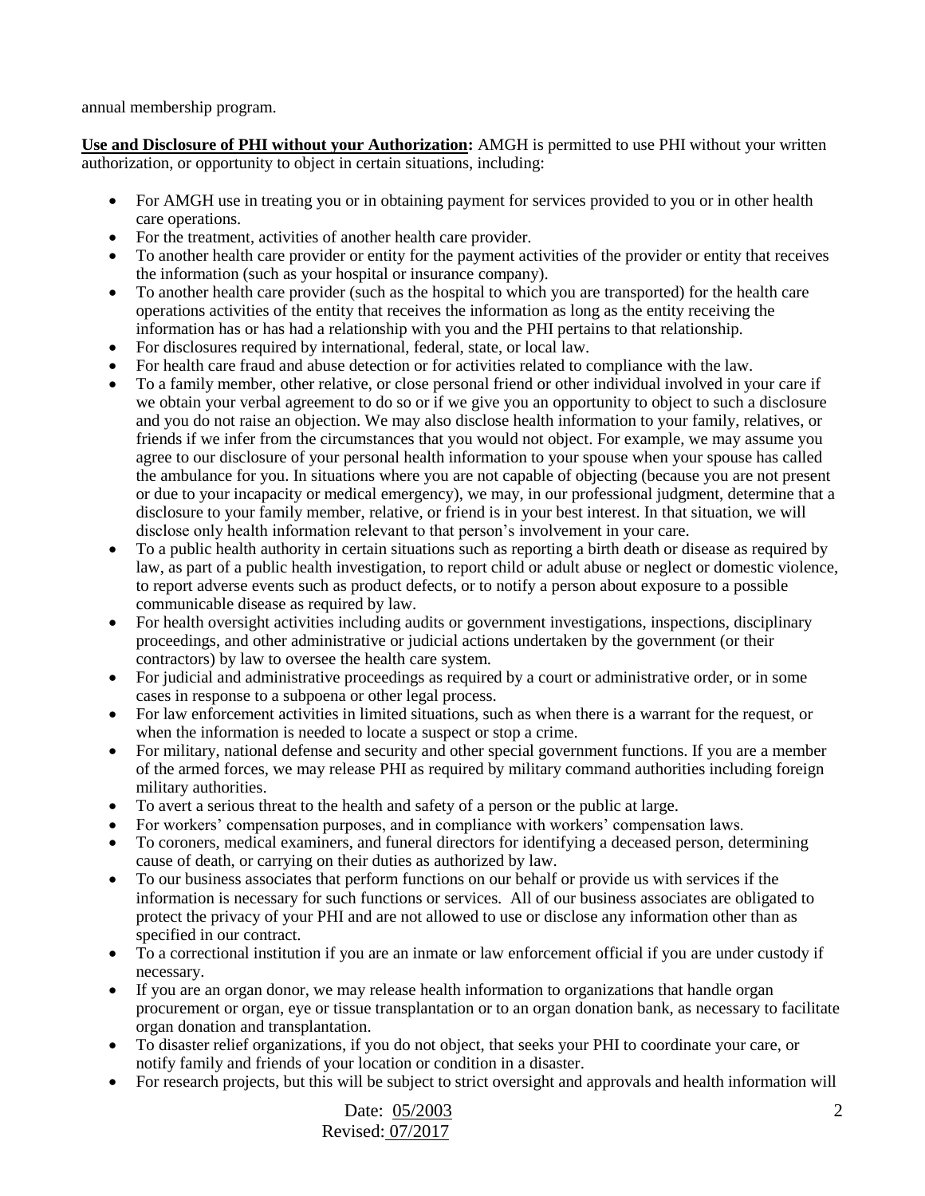annual membership program.

**Use and Disclosure of PHI without your Authorization:** AMGH is permitted to use PHI without your written authorization, or opportunity to object in certain situations, including:

- For AMGH use in treating you or in obtaining payment for services provided to you or in other health care operations.
- For the treatment, activities of another health care provider.
- To another health care provider or entity for the payment activities of the provider or entity that receives the information (such as your hospital or insurance company).
- To another health care provider (such as the hospital to which you are transported) for the health care operations activities of the entity that receives the information as long as the entity receiving the information has or has had a relationship with you and the PHI pertains to that relationship.
- For disclosures required by international, federal, state, or local law.
- For health care fraud and abuse detection or for activities related to compliance with the law.
- To a family member, other relative, or close personal friend or other individual involved in your care if we obtain your verbal agreement to do so or if we give you an opportunity to object to such a disclosure and you do not raise an objection. We may also disclose health information to your family, relatives, or friends if we infer from the circumstances that you would not object. For example, we may assume you agree to our disclosure of your personal health information to your spouse when your spouse has called the ambulance for you. In situations where you are not capable of objecting (because you are not present or due to your incapacity or medical emergency), we may, in our professional judgment, determine that a disclosure to your family member, relative, or friend is in your best interest. In that situation, we will disclose only health information relevant to that person's involvement in your care.
- To a public health authority in certain situations such as reporting a birth death or disease as required by law, as part of a public health investigation, to report child or adult abuse or neglect or domestic violence, to report adverse events such as product defects, or to notify a person about exposure to a possible communicable disease as required by law.
- For health oversight activities including audits or government investigations, inspections, disciplinary proceedings, and other administrative or judicial actions undertaken by the government (or their contractors) by law to oversee the health care system.
- For judicial and administrative proceedings as required by a court or administrative order, or in some cases in response to a subpoena or other legal process.
- For law enforcement activities in limited situations, such as when there is a warrant for the request, or when the information is needed to locate a suspect or stop a crime.
- For military, national defense and security and other special government functions. If you are a member of the armed forces, we may release PHI as required by military command authorities including foreign military authorities.
- To avert a serious threat to the health and safety of a person or the public at large.
- For workers' compensation purposes, and in compliance with workers' compensation laws.
- To coroners, medical examiners, and funeral directors for identifying a deceased person, determining cause of death, or carrying on their duties as authorized by law.
- To our business associates that perform functions on our behalf or provide us with services if the information is necessary for such functions or services. All of our business associates are obligated to protect the privacy of your PHI and are not allowed to use or disclose any information other than as specified in our contract.
- To a correctional institution if you are an inmate or law enforcement official if you are under custody if necessary.
- If you are an organ donor, we may release health information to organizations that handle organ procurement or organ, eye or tissue transplantation or to an organ donation bank, as necessary to facilitate organ donation and transplantation.
- To disaster relief organizations, if you do not object, that seeks your PHI to coordinate your care, or notify family and friends of your location or condition in a disaster.
- For research projects, but this will be subject to strict oversight and approvals and health information will

Date: 05/2003
Revised: 07/2017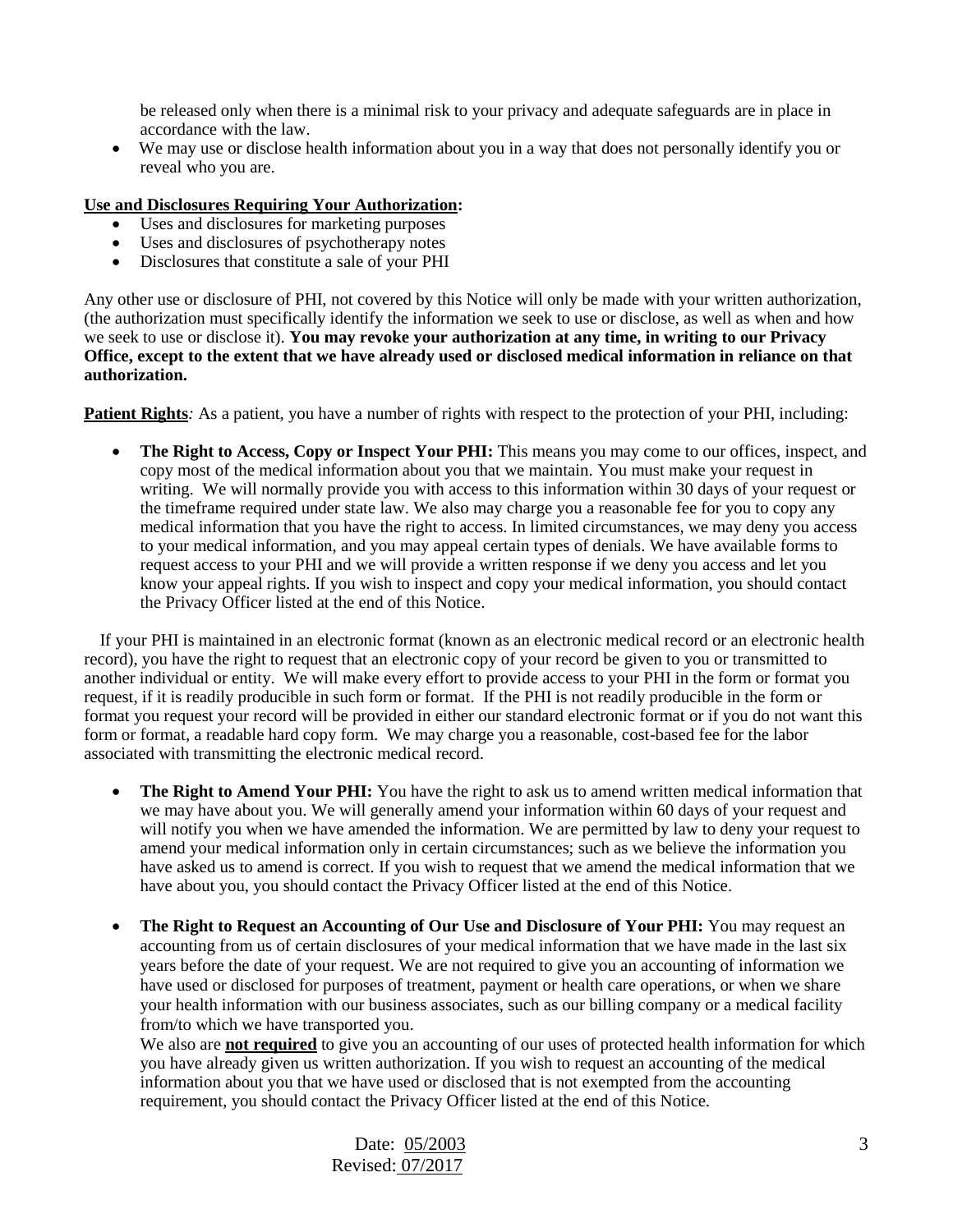be released only when there is a minimal risk to your privacy and adequate safeguards are in place in accordance with the law.

- We may use or disclose health information about you in a way that does not personally identify you or reveal who you are.

**Use and Disclosures Requiring Your Authorization:**

- Uses and disclosures for marketing purposes
- Uses and disclosures of psychotherapy notes
- Disclosures that constitute a sale of your PHI

Any other use or disclosure of PHI, not covered by this Notice will only be made with your written authorization, (the authorization must specifically identify the information we seek to use or disclose, as well as when and how we seek to use or disclose it). **You may revoke your authorization at any time, in writing to our Privacy Office, except to the extent that we have already used or disclosed medical information in reliance on that authorization.**

**Patient Rights***:* As a patient, you have a number of rights with respect to the protection of your PHI, including:

- **The Right to Access, Copy or Inspect Your PHI:** This means you may come to our offices, inspect, and copy most of the medical information about you that we maintain. You must make your request in writing. We will normally provide you with access to this information within 30 days of your request or the timeframe required under state law. We also may charge you a reasonable fee for you to copy any medical information that you have the right to access. In limited circumstances, we may deny you access to your medical information, and you may appeal certain types of denials. We have available forms to request access to your PHI and we will provide a written response if we deny you access and let you know your appeal rights. If you wish to inspect and copy your medical information, you should contact the Privacy Officer listed at the end of this Notice.

If your PHI is maintained in an electronic format (known as an electronic medical record or an electronic health record), you have the right to request that an electronic copy of your record be given to you or transmitted to another individual or entity. We will make every effort to provide access to your PHI in the form or format you request, if it is readily producible in such form or format. If the PHI is not readily producible in the form or format you request your record will be provided in either our standard electronic format or if you do not want this form or format, a readable hard copy form. We may charge you a reasonable, cost-based fee for the labor associated with transmitting the electronic medical record.

- **The Right to Amend Your PHI:** You have the right to ask us to amend written medical information that we may have about you. We will generally amend your information within 60 days of your request and will notify you when we have amended the information. We are permitted by law to deny your request to amend your medical information only in certain circumstances; such as we believe the information you have asked us to amend is correct. If you wish to request that we amend the medical information that we have about you, you should contact the Privacy Officer listed at the end of this Notice.

- **The Right to Request an Accounting of Our Use and Disclosure of Your PHI:** You may request an accounting from us of certain disclosures of your medical information that we have made in the last six years before the date of your request. We are not required to give you an accounting of information we have used or disclosed for purposes of treatment, payment or health care operations, or when we share your health information with our business associates, such as our billing company or a medical facility from/to which we have transported you.

  We also are **not required** to give you an accounting of our uses of protected health information for which you have already given us written authorization. If you wish to request an accounting of the medical information about you that we have used or disclosed that is not exempted from the accounting requirement, you should contact the Privacy Officer listed at the end of this Notice.

Date: 05/2003
Revised: 07/2017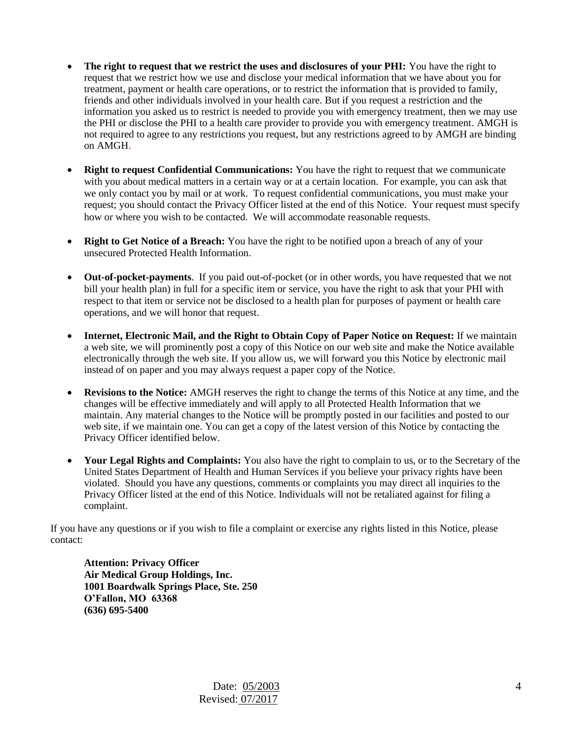- **The right to request that we restrict the uses and disclosures of your PHI:** You have the right to request that we restrict how we use and disclose your medical information that we have about you for treatment, payment or health care operations, or to restrict the information that is provided to family, friends and other individuals involved in your health care. But if you request a restriction and the information you asked us to restrict is needed to provide you with emergency treatment, then we may use the PHI or disclose the PHI to a health care provider to provide you with emergency treatment. AMGH is not required to agree to any restrictions you request, but any restrictions agreed to by AMGH are binding on AMGH.

- **Right to request Confidential Communications:** You have the right to request that we communicate with you about medical matters in a certain way or at a certain location. For example, you can ask that we only contact you by mail or at work. To request confidential communications, you must make your request; you should contact the Privacy Officer listed at the end of this Notice. Your request must specify how or where you wish to be contacted. We will accommodate reasonable requests.

- **Right to Get Notice of a Breach:** You have the right to be notified upon a breach of any of your unsecured Protected Health Information.

- **Out-of-pocket-payments**. If you paid out-of-pocket (or in other words, you have requested that we not bill your health plan) in full for a specific item or service, you have the right to ask that your PHI with respect to that item or service not be disclosed to a health plan for purposes of payment or health care operations, and we will honor that request.

- **Internet, Electronic Mail, and the Right to Obtain Copy of Paper Notice on Request:** If we maintain a web site, we will prominently post a copy of this Notice on our web site and make the Notice available electronically through the web site. If you allow us, we will forward you this Notice by electronic mail instead of on paper and you may always request a paper copy of the Notice.

- **Revisions to the Notice:** AMGH reserves the right to change the terms of this Notice at any time, and the changes will be effective immediately and will apply to all Protected Health Information that we maintain. Any material changes to the Notice will be promptly posted in our facilities and posted to our web site, if we maintain one. You can get a copy of the latest version of this Notice by contacting the Privacy Officer identified below.

- **Your Legal Rights and Complaints:** You also have the right to complain to us, or to the Secretary of the United States Department of Health and Human Services if you believe your privacy rights have been violated. Should you have any questions, comments or complaints you may direct all inquiries to the Privacy Officer listed at the end of this Notice. Individuals will not be retaliated against for filing a complaint.

If you have any questions or if you wish to file a complaint or exercise any rights listed in this Notice, please contact:

**Attention: Privacy Officer**
**Air Medical Group Holdings, Inc.**
**1001 Boardwalk Springs Place, Ste. 250**
**O'Fallon, MO 63368**
**(636) 695-5400**

Date: 05/2003
Revised: 07/2017